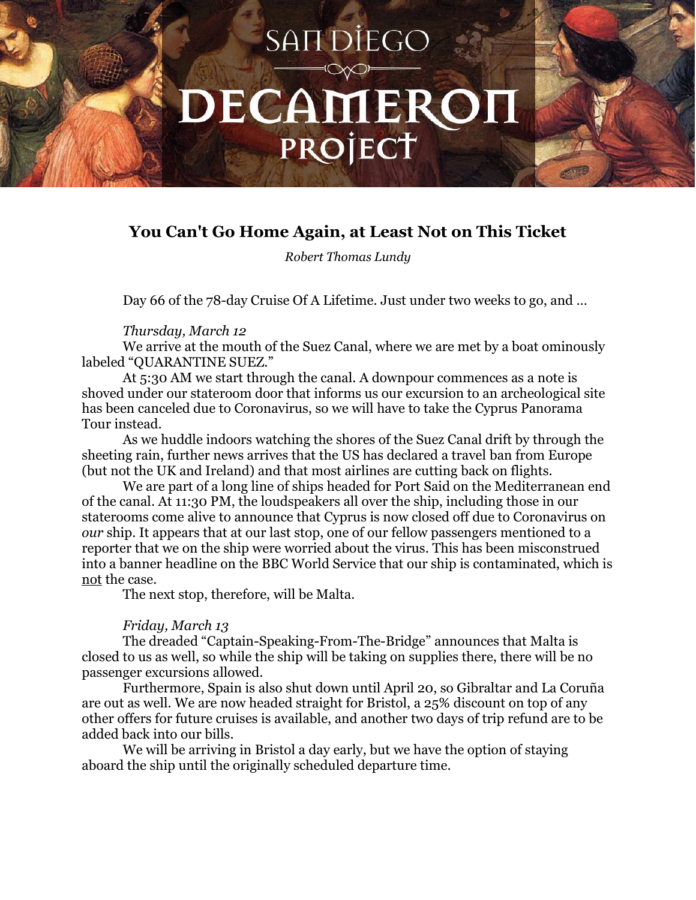# You Can't Go Home Again, at Least Not on This Ticket

*Robert Thomas Lundy*

Day 66 of the 78-day Cruise Of A Lifetime. Just under two weeks to go, and …

*Thursday, March 12*

We arrive at the mouth of the Suez Canal, where we are met by a boat ominously labeled "QUARANTINE SUEZ."

At 5:30 AM we start through the canal. A downpour commences as a note is shoved under our stateroom door that informs us our excursion to an archeological site has been canceled due to Coronavirus, so we will have to take the Cyprus Panorama Tour instead.

As we huddle indoors watching the shores of the Suez Canal drift by through the sheeting rain, further news arrives that the US has declared a travel ban from Europe (but not the UK and Ireland) and that most airlines are cutting back on flights.

We are part of a long line of ships headed for Port Said on the Mediterranean end of the canal. At 11:30 PM, the loudspeakers all over the ship, including those in our staterooms come alive to announce that Cyprus is now closed off due to Coronavirus on *our* ship. It appears that at our last stop, one of our fellow passengers mentioned to a reporter that we on the ship were worried about the virus. This has been misconstrued into a banner headline on the BBC World Service that our ship is contaminated, which is <u>not</u> the case.

The next stop, therefore, will be Malta.

*Friday, March 13*

The dreaded "Captain-Speaking-From-The-Bridge" announces that Malta is closed to us as well, so while the ship will be taking on supplies there, there will be no passenger excursions allowed.

Furthermore, Spain is also shut down until April 20, so Gibraltar and La Coruña are out as well. We are now headed straight for Bristol, a 25% discount on top of any other offers for future cruises is available, and another two days of trip refund are to be added back into our bills.

We will be arriving in Bristol a day early, but we have the option of staying aboard the ship until the originally scheduled departure time.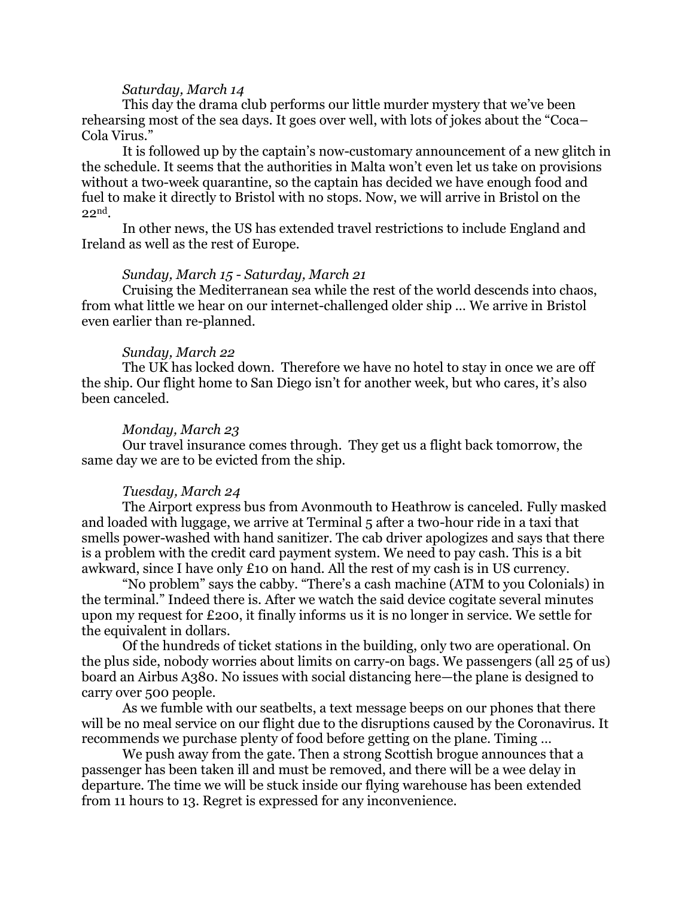*Saturday, March 14*

This day the drama club performs our little murder mystery that we've been rehearsing most of the sea days. It goes over well, with lots of jokes about the "Coca–Cola Virus."

It is followed up by the captain's now-customary announcement of a new glitch in the schedule. It seems that the authorities in Malta won't even let us take on provisions without a two-week quarantine, so the captain has decided we have enough food and fuel to make it directly to Bristol with no stops. Now, we will arrive in Bristol on the 22nd.

In other news, the US has extended travel restrictions to include England and Ireland as well as the rest of Europe.

*Sunday, March 15 - Saturday, March 21*

Cruising the Mediterranean sea while the rest of the world descends into chaos, from what little we hear on our internet-challenged older ship … We arrive in Bristol even earlier than re-planned.

*Sunday, March 22*

The UK has locked down. Therefore we have no hotel to stay in once we are off the ship. Our flight home to San Diego isn't for another week, but who cares, it's also been canceled.

*Monday, March 23*

Our travel insurance comes through. They get us a flight back tomorrow, the same day we are to be evicted from the ship.

*Tuesday, March 24*

The Airport express bus from Avonmouth to Heathrow is canceled. Fully masked and loaded with luggage, we arrive at Terminal 5 after a two-hour ride in a taxi that smells power-washed with hand sanitizer. The cab driver apologizes and says that there is a problem with the credit card payment system. We need to pay cash. This is a bit awkward, since I have only £10 on hand. All the rest of my cash is in US currency.

"No problem" says the cabby. "There's a cash machine (ATM to you Colonials) in the terminal." Indeed there is. After we watch the said device cogitate several minutes upon my request for £200, it finally informs us it is no longer in service. We settle for the equivalent in dollars.

Of the hundreds of ticket stations in the building, only two are operational. On the plus side, nobody worries about limits on carry-on bags. We passengers (all 25 of us) board an Airbus A380. No issues with social distancing here—the plane is designed to carry over 500 people.

As we fumble with our seatbelts, a text message beeps on our phones that there will be no meal service on our flight due to the disruptions caused by the Coronavirus. It recommends we purchase plenty of food before getting on the plane. Timing …

We push away from the gate. Then a strong Scottish brogue announces that a passenger has been taken ill and must be removed, and there will be a wee delay in departure. The time we will be stuck inside our flying warehouse has been extended from 11 hours to 13. Regret is expressed for any inconvenience.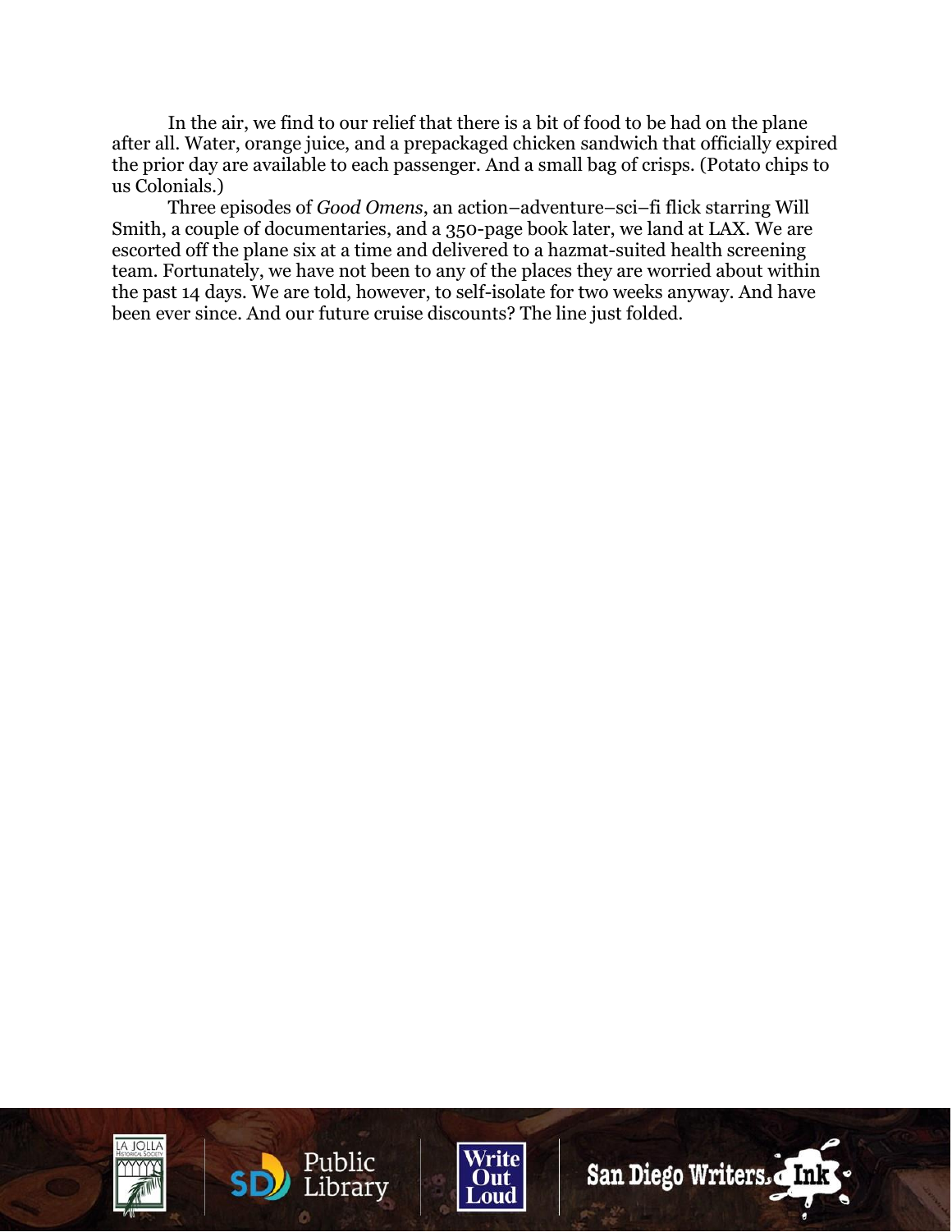In the air, we find to our relief that there is a bit of food to be had on the plane after all. Water, orange juice, and a prepackaged chicken sandwich that officially expired the prior day are available to each passenger. And a small bag of crisps. (Potato chips to us Colonials.)

Three episodes of *Good Omens*, an action–adventure–sci–fi flick starring Will Smith, a couple of documentaries, and a 350-page book later, we land at LAX. We are escorted off the plane six at a time and delivered to a hazmat-suited health screening team. Fortunately, we have not been to any of the places they are worried about within the past 14 days. We are told, however, to self-isolate for two weeks anyway. And have been ever since. And our future cruise discounts? The line just folded.